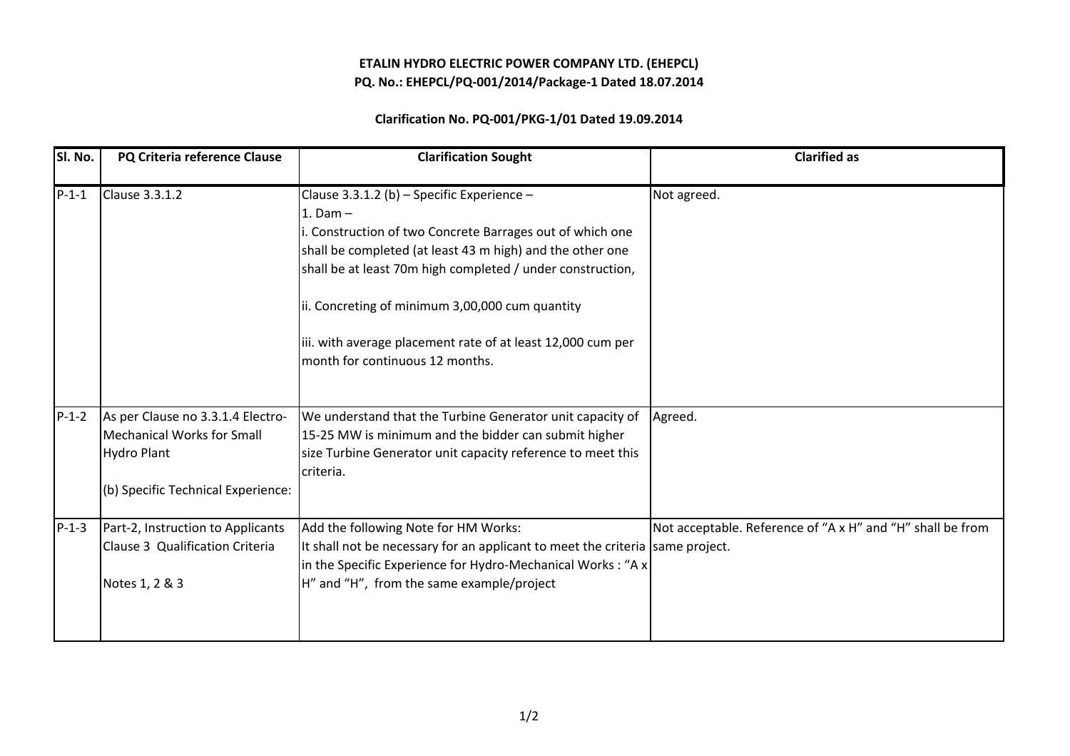**ETALIN HYDRO ELECTRIC POWER COMPANY LTD. (EHEPCL)**
**PQ. No.: EHEPCL/PQ-001/2014/Package-1 Dated 18.07.2014**

**Clarification No. PQ-001/PKG-1/01 Dated 19.09.2014**

| Sl. No. | PQ Criteria reference Clause | Clarification Sought | Clarified as |
|---|---|---|---|
| P-1-1 | Clause 3.3.1.2 | Clause 3.3.1.2 (b) – Specific Experience –<br>1. Dam –<br>i. Construction of two Concrete Barrages out of which one shall be completed (at least 43 m high) and the other one shall be at least 70m high completed / under construction,<br><br>ii. Concreting of minimum 3,00,000 cum quantity<br><br>iii. with average placement rate of at least 12,000 cum per month for continuous 12 months. | Not agreed. |
| P-1-2 | As per Clause no 3.3.1.4 Electro-Mechanical Works for Small Hydro Plant<br><br>(b) Specific Technical Experience: | We understand that the Turbine Generator unit capacity of 15-25 MW is minimum and the bidder can submit higher size Turbine Generator unit capacity reference to meet this criteria. | Agreed. |
| P-1-3 | Part-2, Instruction to Applicants Clause 3 Qualification Criteria<br><br>Notes 1, 2 & 3 | Add the following Note for HM Works:<br>It shall not be necessary for an applicant to meet the criteria in the Specific Experience for Hydro-Mechanical Works : "A x H" and "H", from the same example/project | Not acceptable. Reference of "A x H" and "H" shall be from same project. |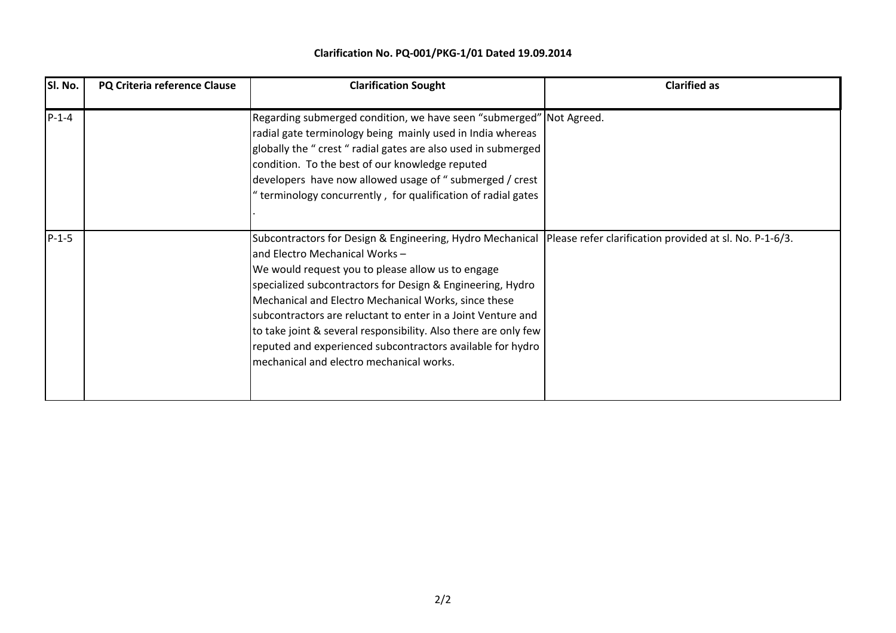**Clarification No. PQ-001/PKG-1/01 Dated 19.09.2014**

| Sl. No. | PQ Criteria reference Clause | Clarification Sought | Clarified as |
|---|---|---|---|
| P-1-4 | | Regarding submerged condition, we have seen "submerged" radial gate terminology being mainly used in India whereas globally the " crest " radial gates are also used in submerged condition. To the best of our knowledge reputed developers have now allowed usage of " submerged / crest " terminology concurrently , for qualification of radial gates . | Not Agreed. |
| P-1-5 | | Subcontractors for Design & Engineering, Hydro Mechanical and Electro Mechanical Works – We would request you to please allow us to engage specialized subcontractors for Design & Engineering, Hydro Mechanical and Electro Mechanical Works, since these subcontractors are reluctant to enter in a Joint Venture and to take joint & several responsibility. Also there are only few reputed and experienced subcontractors available for hydro mechanical and electro mechanical works. | Please refer clarification provided at sl. No. P-1-6/3. |